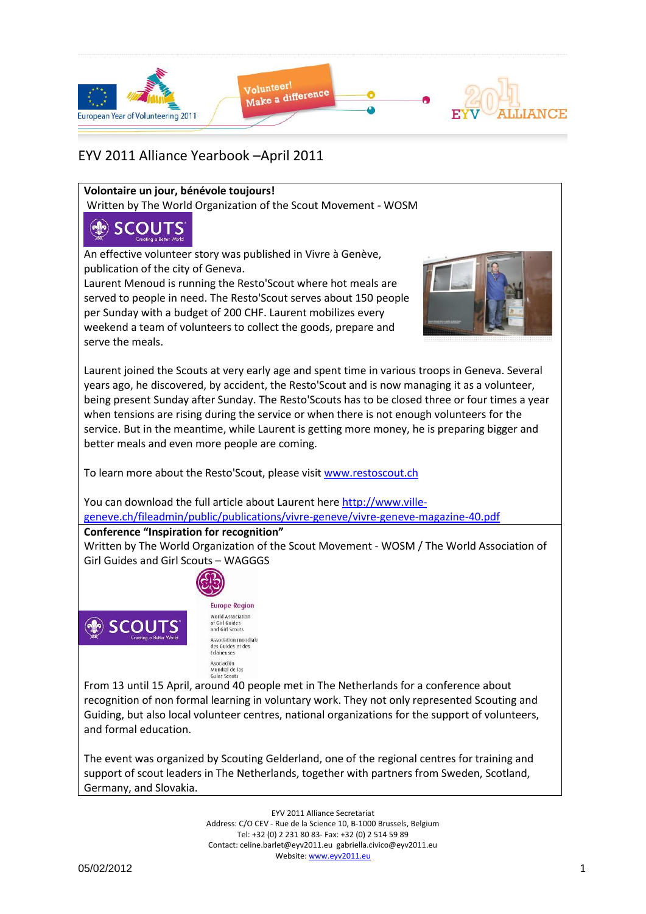# EYV 2011 Alliance Yearbook –April 2011

**Volontaire un jour, bénévole toujours!**

Written by The World Organization of the Scout Movement - WOSM

An effective volunteer story was published in Vivre à Genève, publication of the city of Geneva.

Laurent Menoud is running the Resto'Scout where hot meals are served to people in need. The Resto'Scout serves about 150 people per Sunday with a budget of 200 CHF. Laurent mobilizes every weekend a team of volunteers to collect the goods, prepare and serve the meals.

Laurent joined the Scouts at very early age and spent time in various troops in Geneva. Several years ago, he discovered, by accident, the Resto'Scout and is now managing it as a volunteer, being present Sunday after Sunday. The Resto'Scouts has to be closed three or four times a year when tensions are rising during the service or when there is not enough volunteers for the service. But in the meantime, while Laurent is getting more money, he is preparing bigger and better meals and even more people are coming.

To learn more about the Resto'Scout, please visit www.restoscout.ch

You can download the full article about Laurent here http://www.ville-geneve.ch/fileadmin/public/publications/vivre-geneve/vivre-geneve-magazine-40.pdf

**Conference "Inspiration for recognition"**

Written by The World Organization of the Scout Movement - WOSM / The World Association of Girl Guides and Girl Scouts – WAGGGS

From 13 until 15 April, around 40 people met in The Netherlands for a conference about recognition of non formal learning in voluntary work. They not only represented Scouting and Guiding, but also local volunteer centres, national organizations for the support of volunteers, and formal education.

The event was organized by Scouting Gelderland, one of the regional centres for training and support of scout leaders in The Netherlands, together with partners from Sweden, Scotland, Germany, and Slovakia.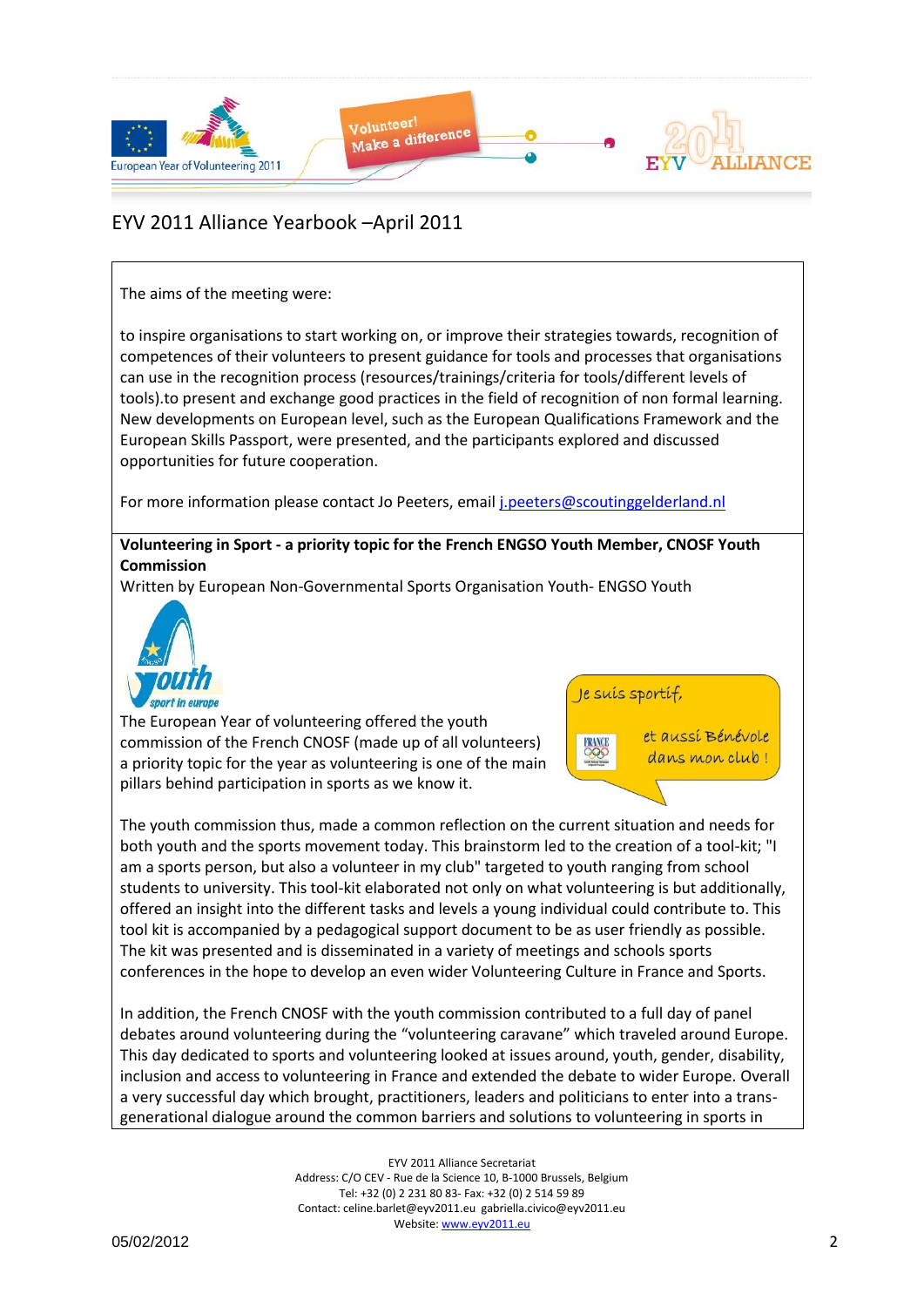The aims of the meeting were:

to inspire organisations to start working on, or improve their strategies towards, recognition of competences of their volunteers to present guidance for tools and processes that organisations can use in the recognition process (resources/trainings/criteria for tools/different levels of tools).to present and exchange good practices in the field of recognition of non formal learning. New developments on European level, such as the European Qualifications Framework and the European Skills Passport, were presented, and the participants explored and discussed opportunities for future cooperation.

For more information please contact Jo Peeters, email j.peeters@scoutinggelderland.nl

**Volunteering in Sport - a priority topic for the French ENGSO Youth Member, CNOSF Youth Commission**

Written by European Non-Governmental Sports Organisation Youth- ENGSO Youth

The European Year of volunteering offered the youth commission of the French CNOSF (made up of all volunteers) a priority topic for the year as volunteering is one of the main pillars behind participation in sports as we know it.

The youth commission thus, made a common reflection on the current situation and needs for both youth and the sports movement today. This brainstorm led to the creation of a tool-kit; "I am a sports person, but also a volunteer in my club" targeted to youth ranging from school students to university. This tool-kit elaborated not only on what volunteering is but additionally, offered an insight into the different tasks and levels a young individual could contribute to. This tool kit is accompanied by a pedagogical support document to be as user friendly as possible. The kit was presented and is disseminated in a variety of meetings and schools sports conferences in the hope to develop an even wider Volunteering Culture in France and Sports.

In addition, the French CNOSF with the youth commission contributed to a full day of panel debates around volunteering during the "volunteering caravane" which traveled around Europe. This day dedicated to sports and volunteering looked at issues around, youth, gender, disability, inclusion and access to volunteering in France and extended the debate to wider Europe. Overall a very successful day which brought, practitioners, leaders and politicians to enter into a trans-generational dialogue around the common barriers and solutions to volunteering in sports in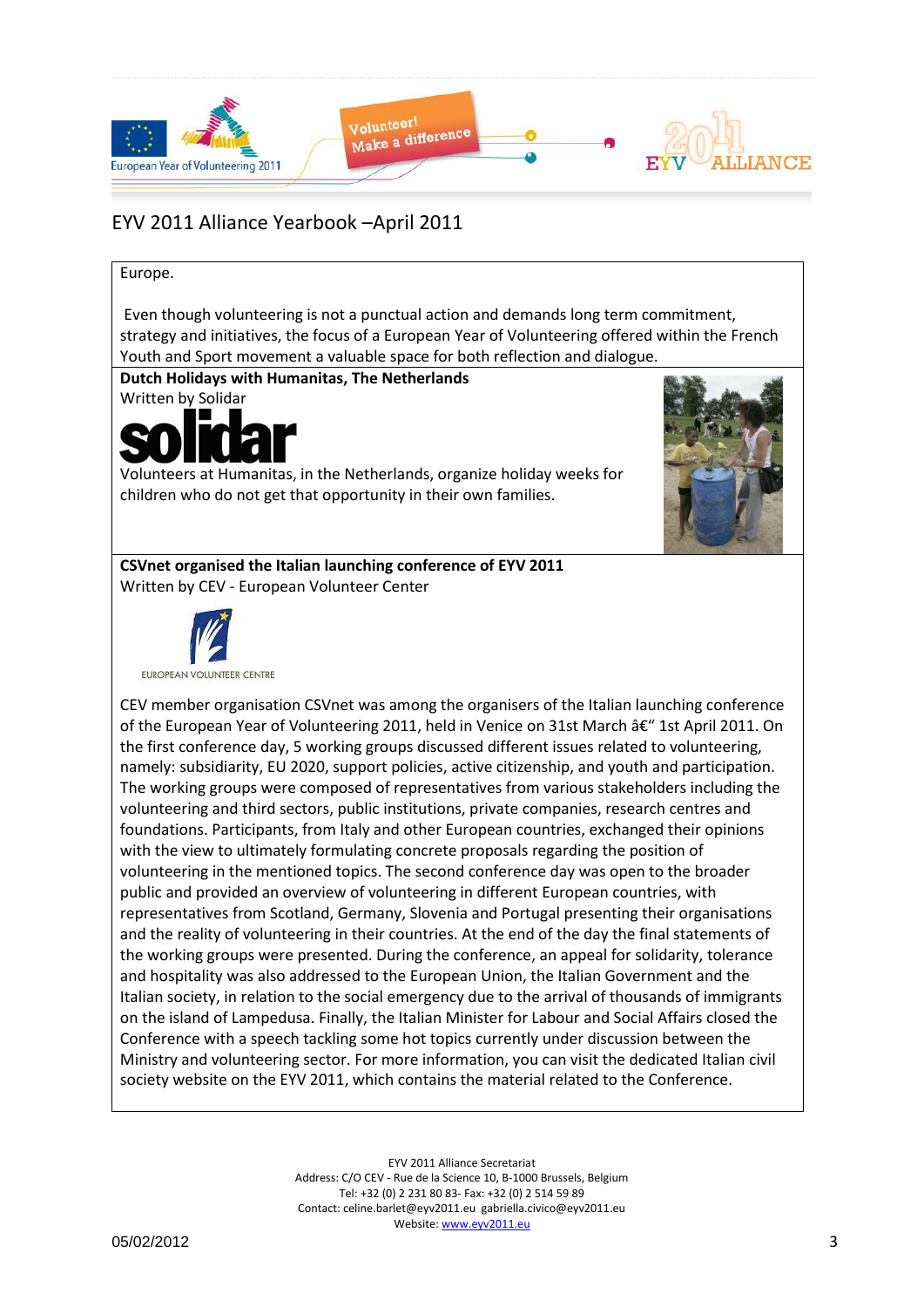Europe.

Even though volunteering is not a punctual action and demands long term commitment, strategy and initiatives, the focus of a European Year of Volunteering offered within the French Youth and Sport movement a valuable space for both reflection and dialogue.

**Dutch Holidays with Humanitas, The Netherlands**

Written by Solidar

Volunteers at Humanitas, in the Netherlands, organize holiday weeks for children who do not get that opportunity in their own families.

**CSVnet organised the Italian launching conference of EYV 2011**

Written by CEV - European Volunteer Center

CEV member organisation CSVnet was among the organisers of the Italian launching conference of the European Year of Volunteering 2011, held in Venice on 31st March â€“ 1st April 2011. On the first conference day, 5 working groups discussed different issues related to volunteering, namely: subsidiarity, EU 2020, support policies, active citizenship, and youth and participation. The working groups were composed of representatives from various stakeholders including the volunteering and third sectors, public institutions, private companies, research centres and foundations. Participants, from Italy and other European countries, exchanged their opinions with the view to ultimately formulating concrete proposals regarding the position of volunteering in the mentioned topics. The second conference day was open to the broader public and provided an overview of volunteering in different European countries, with representatives from Scotland, Germany, Slovenia and Portugal presenting their organisations and the reality of volunteering in their countries. At the end of the day the final statements of the working groups were presented. During the conference, an appeal for solidarity, tolerance and hospitality was also addressed to the European Union, the Italian Government and the Italian society, in relation to the social emergency due to the arrival of thousands of immigrants on the island of Lampedusa. Finally, the Italian Minister for Labour and Social Affairs closed the Conference with a speech tackling some hot topics currently under discussion between the Ministry and volunteering sector. For more information, you can visit the dedicated Italian civil society website on the EYV 2011, which contains the material related to the Conference.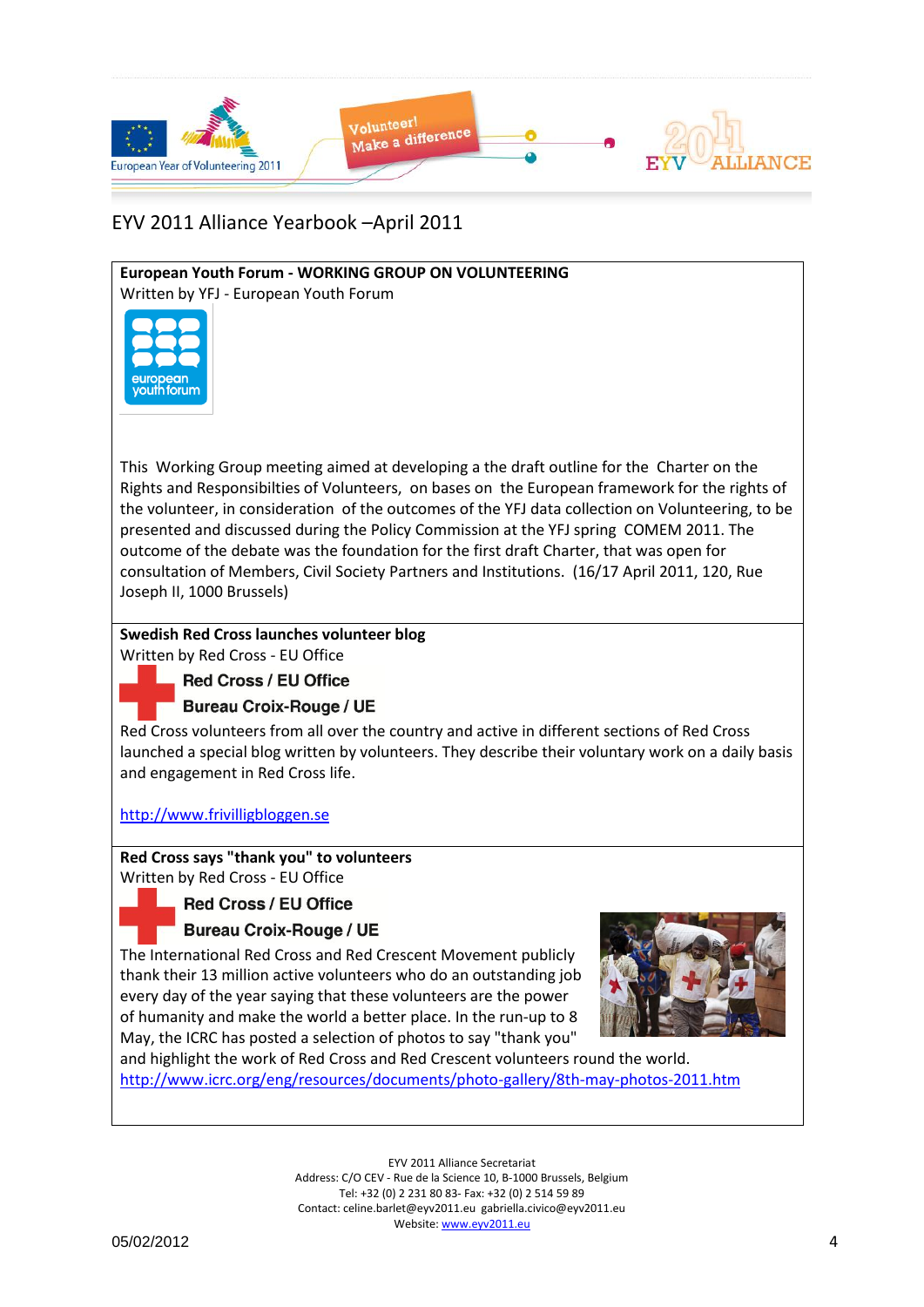EYV 2011 Alliance Yearbook –April 2011

**European Youth Forum - WORKING GROUP ON VOLUNTEERING**
Written by YFJ - European Youth Forum

This Working Group meeting aimed at developing a the draft outline for the Charter on the Rights and Responsibilties of Volunteers, on bases on the European framework for the rights of the volunteer, in consideration of the outcomes of the YFJ data collection on Volunteering, to be presented and discussed during the Policy Commission at the YFJ spring COMEM 2011. The outcome of the debate was the foundation for the first draft Charter, that was open for consultation of Members, Civil Society Partners and Institutions. (16/17 April 2011, 120, Rue Joseph II, 1000 Brussels)

**Swedish Red Cross launches volunteer blog**
Written by Red Cross - EU Office

**Red Cross / EU Office**
**Bureau Croix-Rouge / UE**

Red Cross volunteers from all over the country and active in different sections of Red Cross launched a special blog written by volunteers. They describe their voluntary work on a daily basis and engagement in Red Cross life.

http://www.frivilligbloggen.se

**Red Cross says "thank you" to volunteers**
Written by Red Cross - EU Office

**Red Cross / EU Office**
**Bureau Croix-Rouge / UE**

The International Red Cross and Red Crescent Movement publicly thank their 13 million active volunteers who do an outstanding job every day of the year saying that these volunteers are the power of humanity and make the world a better place. In the run-up to 8 May, the ICRC has posted a selection of photos to say "thank you" and highlight the work of Red Cross and Red Crescent volunteers round the world.
http://www.icrc.org/eng/resources/documents/photo-gallery/8th-may-photos-2011.htm

EYV 2011 Alliance Secretariat
Address: C/O CEV - Rue de la Science 10, B-1000 Brussels, Belgium
Tel: +32 (0) 2 231 80 83- Fax: +32 (0) 2 514 59 89
Contact: celine.barlet@eyv2011.eu gabriella.civico@eyv2011.eu
Website: www.eyv2011.eu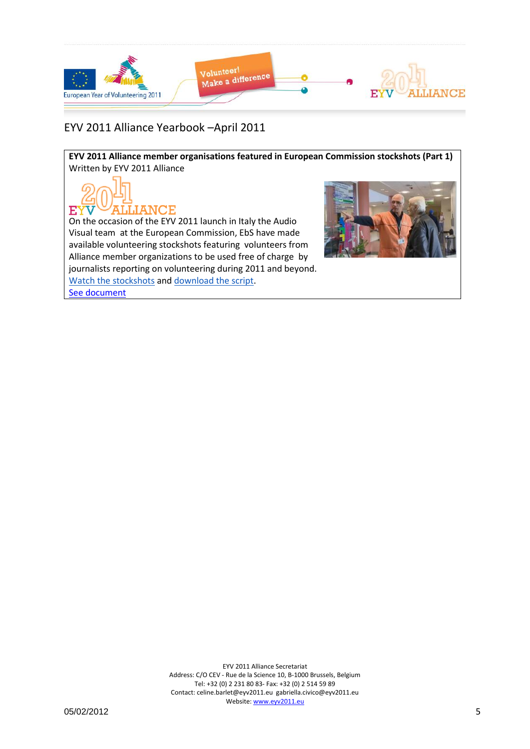EYV 2011 Alliance Yearbook –April 2011

**EYV 2011 Alliance member organisations featured in European Commission stockshots (Part 1)**
Written by EYV 2011 Alliance

On the occasion of the EYV 2011 launch in Italy the Audio Visual team at the European Commission, EbS have made available volunteering stockshots featuring volunteers from Alliance member organizations to be used free of charge by journalists reporting on volunteering during 2011 and beyond.
Watch the stockshots and download the script.
See document

EYV 2011 Alliance Secretariat
Address: C/O CEV - Rue de la Science 10, B-1000 Brussels, Belgium
Tel: +32 (0) 2 231 80 83- Fax: +32 (0) 2 514 59 89
Contact: celine.barlet@eyv2011.eu gabriella.civico@eyv2011.eu
Website: www.eyv2011.eu

05/02/2012